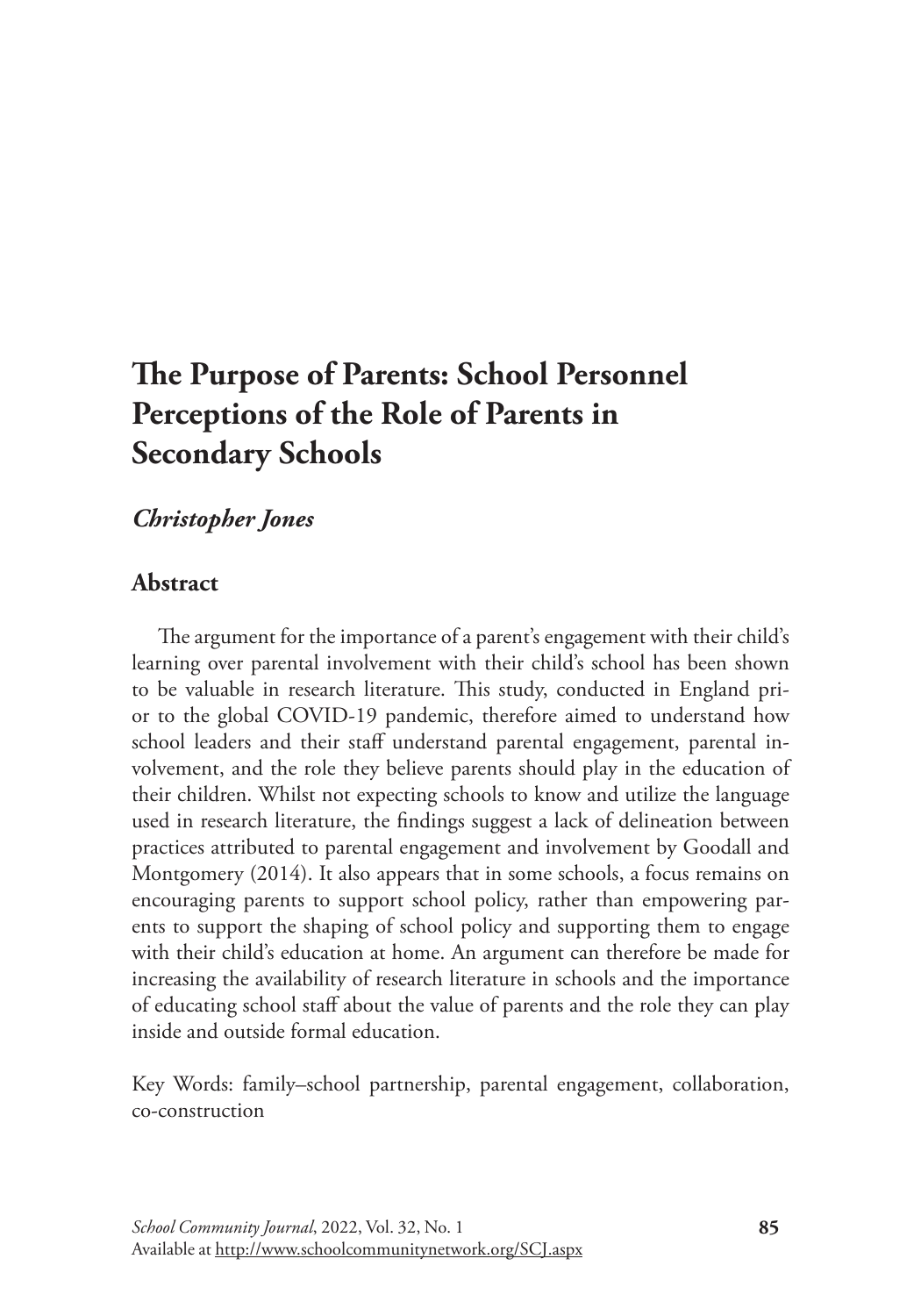# The Purpose of Parents: School Personnel Perceptions of the Role of Parents in Secondary Schools

***Christopher Jones***

## Abstract

The argument for the importance of a parent's engagement with their child's learning over parental involvement with their child's school has been shown to be valuable in research literature. This study, conducted in England prior to the global COVID-19 pandemic, therefore aimed to understand how school leaders and their staff understand parental engagement, parental involvement, and the role they believe parents should play in the education of their children. Whilst not expecting schools to know and utilize the language used in research literature, the findings suggest a lack of delineation between practices attributed to parental engagement and involvement by Goodall and Montgomery (2014). It also appears that in some schools, a focus remains on encouraging parents to support school policy, rather than empowering parents to support the shaping of school policy and supporting them to engage with their child's education at home. An argument can therefore be made for increasing the availability of research literature in schools and the importance of educating school staff about the value of parents and the role they can play inside and outside formal education.

Key Words: family–school partnership, parental engagement, collaboration, co-construction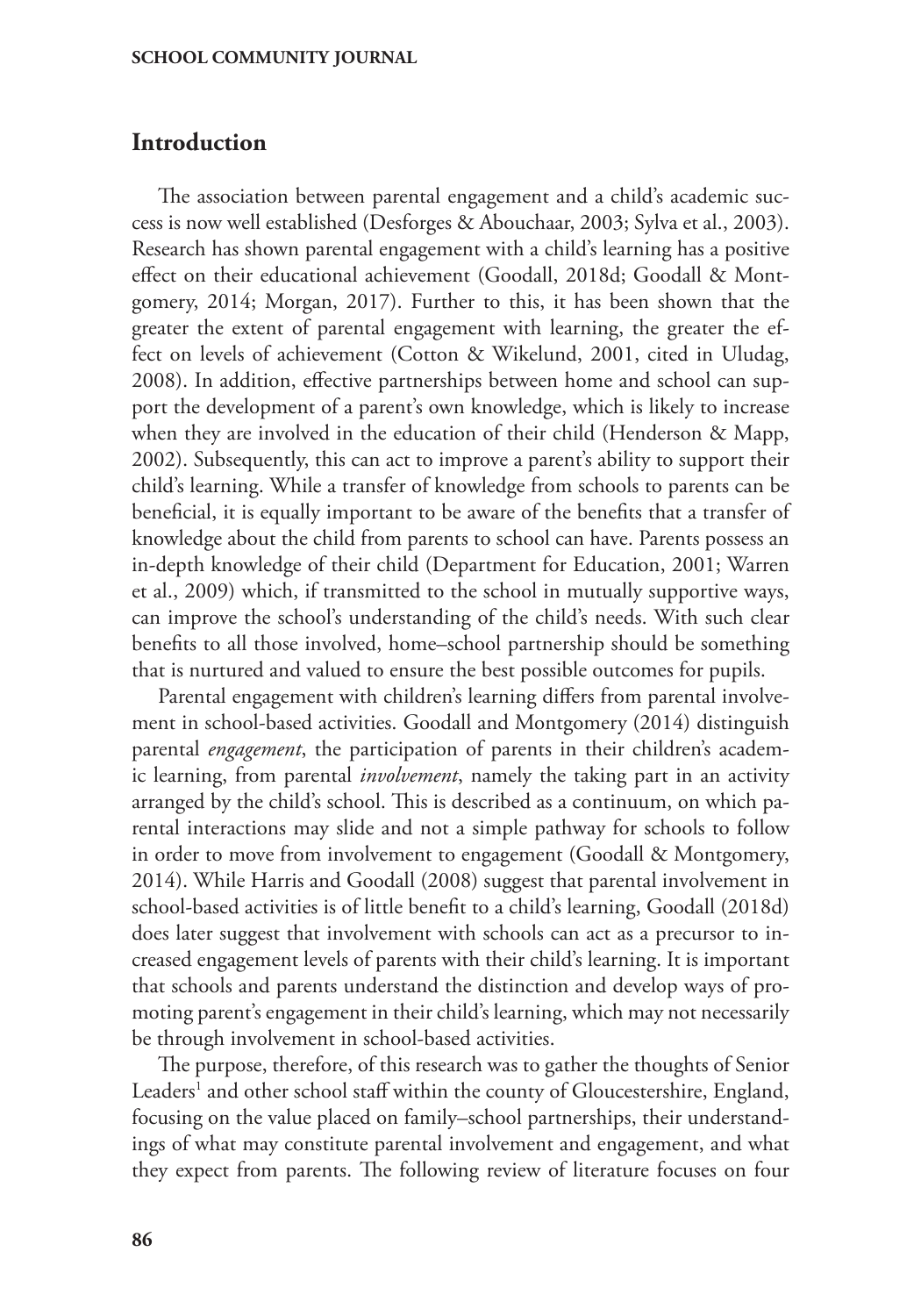## Introduction

The association between parental engagement and a child's academic success is now well established (Desforges & Abouchaar, 2003; Sylva et al., 2003). Research has shown parental engagement with a child's learning has a positive effect on their educational achievement (Goodall, 2018d; Goodall & Montgomery, 2014; Morgan, 2017). Further to this, it has been shown that the greater the extent of parental engagement with learning, the greater the effect on levels of achievement (Cotton & Wikelund, 2001, cited in Uludag, 2008). In addition, effective partnerships between home and school can support the development of a parent's own knowledge, which is likely to increase when they are involved in the education of their child (Henderson & Mapp, 2002). Subsequently, this can act to improve a parent's ability to support their child's learning. While a transfer of knowledge from schools to parents can be beneficial, it is equally important to be aware of the benefits that a transfer of knowledge about the child from parents to school can have. Parents possess an in-depth knowledge of their child (Department for Education, 2001; Warren et al., 2009) which, if transmitted to the school in mutually supportive ways, can improve the school's understanding of the child's needs. With such clear benefits to all those involved, home–school partnership should be something that is nurtured and valued to ensure the best possible outcomes for pupils.

Parental engagement with children's learning differs from parental involvement in school-based activities. Goodall and Montgomery (2014) distinguish parental *engagement*, the participation of parents in their children's academic learning, from parental *involvement*, namely the taking part in an activity arranged by the child's school. This is described as a continuum, on which parental interactions may slide and not a simple pathway for schools to follow in order to move from involvement to engagement (Goodall & Montgomery, 2014). While Harris and Goodall (2008) suggest that parental involvement in school-based activities is of little benefit to a child's learning, Goodall (2018d) does later suggest that involvement with schools can act as a precursor to increased engagement levels of parents with their child's learning. It is important that schools and parents understand the distinction and develop ways of promoting parent's engagement in their child's learning, which may not necessarily be through involvement in school-based activities.

The purpose, therefore, of this research was to gather the thoughts of Senior Leaders[1] and other school staff within the county of Gloucestershire, England, focusing on the value placed on family–school partnerships, their understandings of what may constitute parental involvement and engagement, and what they expect from parents. The following review of literature focuses on four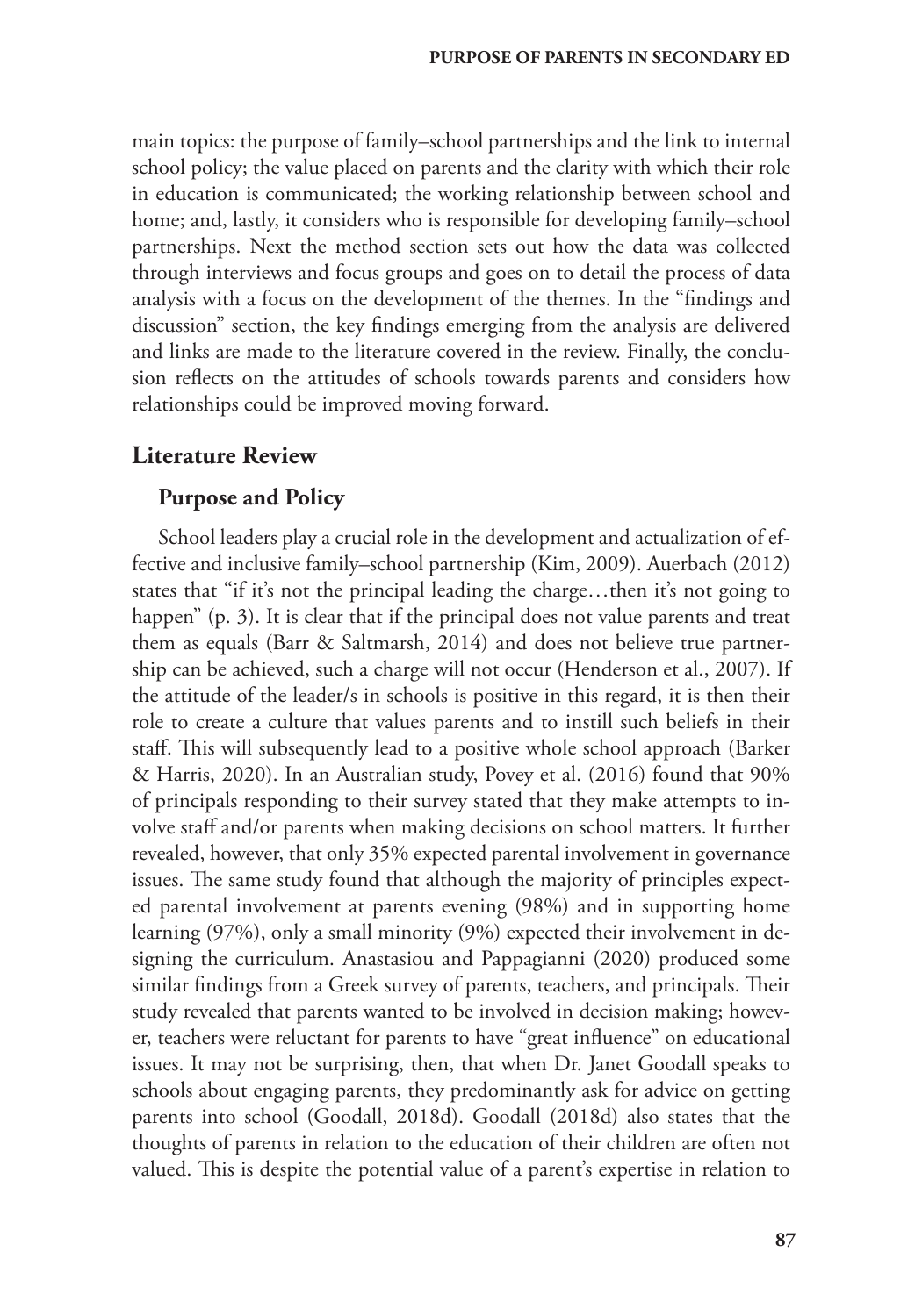main topics: the purpose of family–school partnerships and the link to internal school policy; the value placed on parents and the clarity with which their role in education is communicated; the working relationship between school and home; and, lastly, it considers who is responsible for developing family–school partnerships. Next the method section sets out how the data was collected through interviews and focus groups and goes on to detail the process of data analysis with a focus on the development of the themes. In the "findings and discussion" section, the key findings emerging from the analysis are delivered and links are made to the literature covered in the review. Finally, the conclusion reflects on the attitudes of schools towards parents and considers how relationships could be improved moving forward.

## Literature Review

### Purpose and Policy

School leaders play a crucial role in the development and actualization of effective and inclusive family–school partnership (Kim, 2009). Auerbach (2012) states that "if it's not the principal leading the charge…then it's not going to happen" (p. 3). It is clear that if the principal does not value parents and treat them as equals (Barr & Saltmarsh, 2014) and does not believe true partnership can be achieved, such a charge will not occur (Henderson et al., 2007). If the attitude of the leader/s in schools is positive in this regard, it is then their role to create a culture that values parents and to instill such beliefs in their staff. This will subsequently lead to a positive whole school approach (Barker & Harris, 2020). In an Australian study, Povey et al. (2016) found that 90% of principals responding to their survey stated that they make attempts to involve staff and/or parents when making decisions on school matters. It further revealed, however, that only 35% expected parental involvement in governance issues. The same study found that although the majority of principles expected parental involvement at parents evening (98%) and in supporting home learning (97%), only a small minority (9%) expected their involvement in designing the curriculum. Anastasiou and Pappagianni (2020) produced some similar findings from a Greek survey of parents, teachers, and principals. Their study revealed that parents wanted to be involved in decision making; however, teachers were reluctant for parents to have "great influence" on educational issues. It may not be surprising, then, that when Dr. Janet Goodall speaks to schools about engaging parents, they predominantly ask for advice on getting parents into school (Goodall, 2018d). Goodall (2018d) also states that the thoughts of parents in relation to the education of their children are often not valued. This is despite the potential value of a parent's expertise in relation to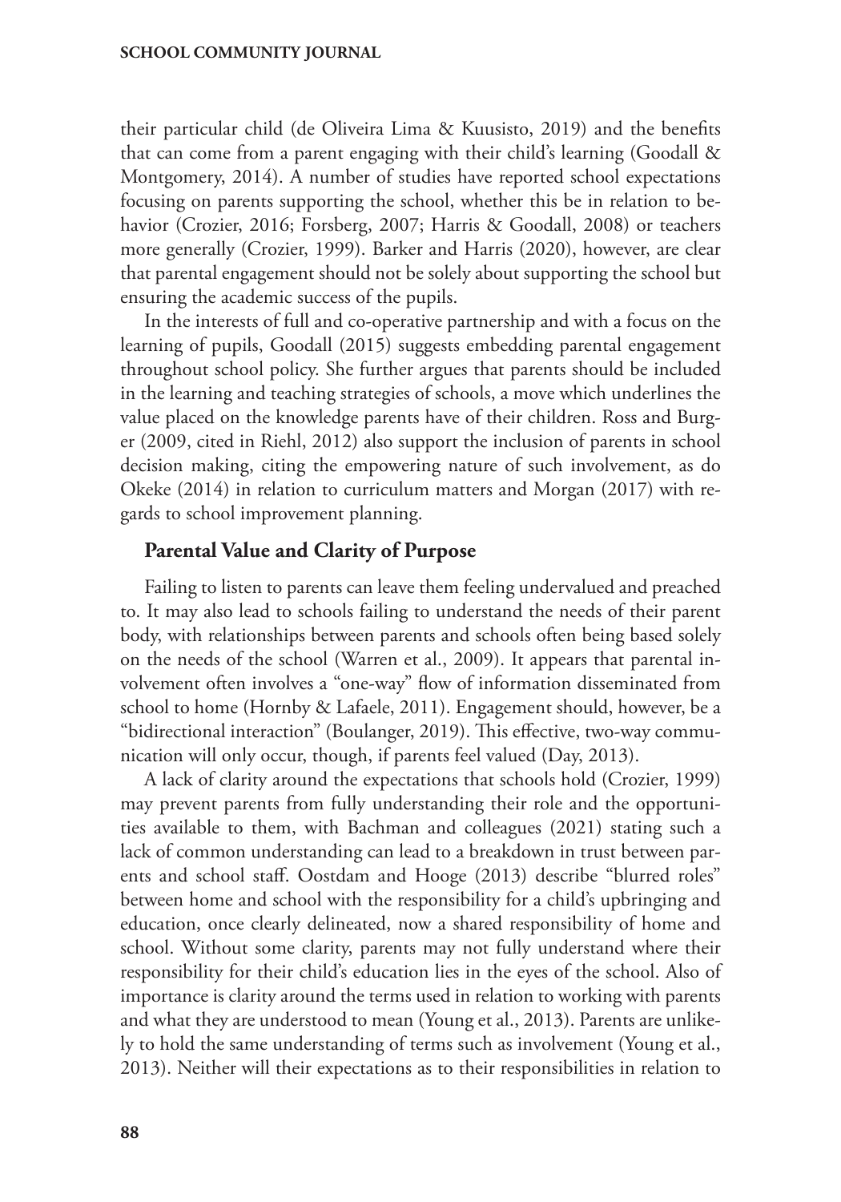their particular child (de Oliveira Lima & Kuusisto, 2019) and the benefits that can come from a parent engaging with their child's learning (Goodall & Montgomery, 2014). A number of studies have reported school expectations focusing on parents supporting the school, whether this be in relation to behavior (Crozier, 2016; Forsberg, 2007; Harris & Goodall, 2008) or teachers more generally (Crozier, 1999). Barker and Harris (2020), however, are clear that parental engagement should not be solely about supporting the school but ensuring the academic success of the pupils.

In the interests of full and co-operative partnership and with a focus on the learning of pupils, Goodall (2015) suggests embedding parental engagement throughout school policy. She further argues that parents should be included in the learning and teaching strategies of schools, a move which underlines the value placed on the knowledge parents have of their children. Ross and Burger (2009, cited in Riehl, 2012) also support the inclusion of parents in school decision making, citing the empowering nature of such involvement, as do Okeke (2014) in relation to curriculum matters and Morgan (2017) with regards to school improvement planning.

## Parental Value and Clarity of Purpose

Failing to listen to parents can leave them feeling undervalued and preached to. It may also lead to schools failing to understand the needs of their parent body, with relationships between parents and schools often being based solely on the needs of the school (Warren et al., 2009). It appears that parental involvement often involves a "one-way" flow of information disseminated from school to home (Hornby & Lafaele, 2011). Engagement should, however, be a "bidirectional interaction" (Boulanger, 2019). This effective, two-way communication will only occur, though, if parents feel valued (Day, 2013).

A lack of clarity around the expectations that schools hold (Crozier, 1999) may prevent parents from fully understanding their role and the opportunities available to them, with Bachman and colleagues (2021) stating such a lack of common understanding can lead to a breakdown in trust between parents and school staff. Oostdam and Hooge (2013) describe "blurred roles" between home and school with the responsibility for a child's upbringing and education, once clearly delineated, now a shared responsibility of home and school. Without some clarity, parents may not fully understand where their responsibility for their child's education lies in the eyes of the school. Also of importance is clarity around the terms used in relation to working with parents and what they are understood to mean (Young et al., 2013). Parents are unlikely to hold the same understanding of terms such as involvement (Young et al., 2013). Neither will their expectations as to their responsibilities in relation to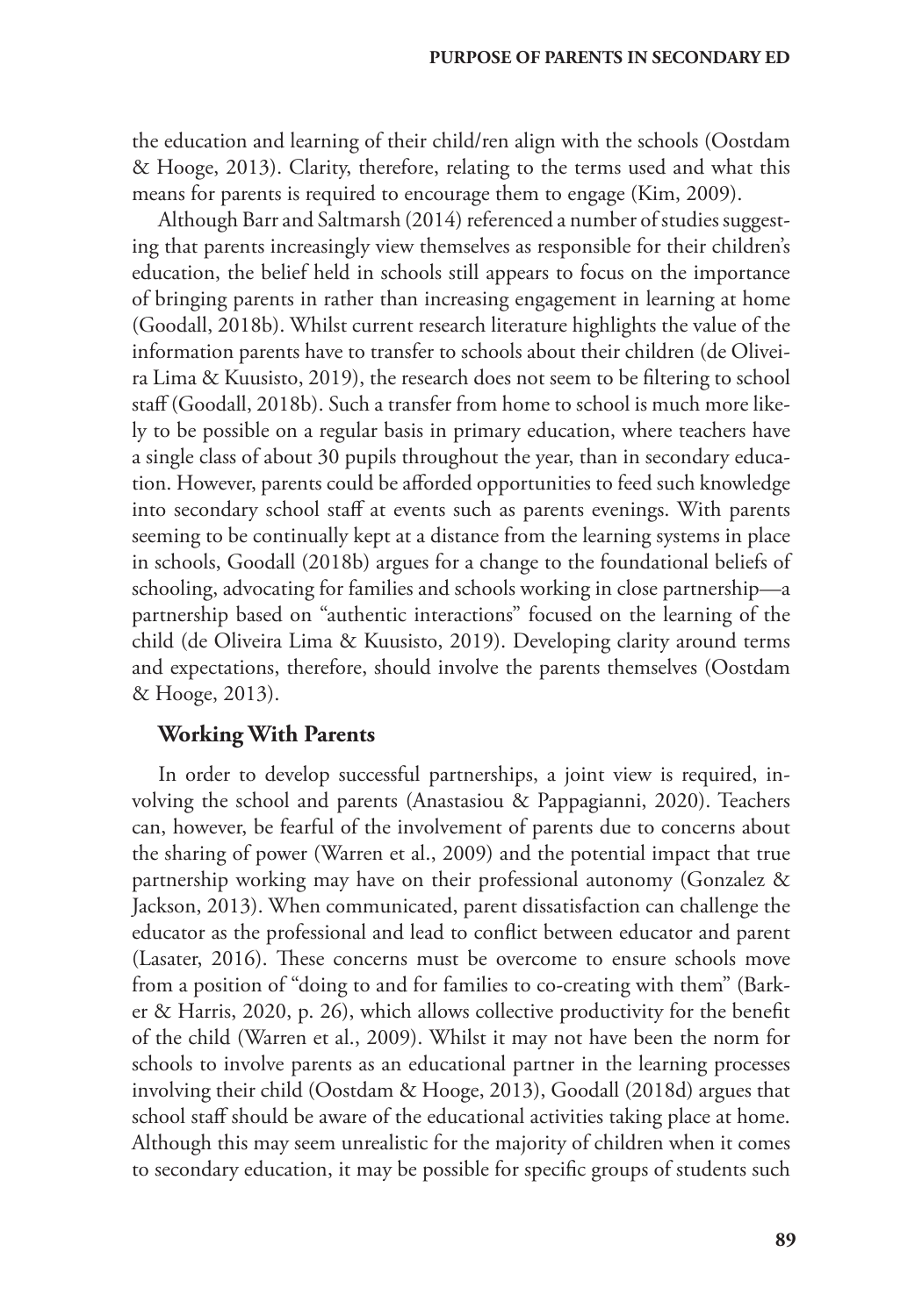the education and learning of their child/ren align with the schools (Oostdam & Hooge, 2013). Clarity, therefore, relating to the terms used and what this means for parents is required to encourage them to engage (Kim, 2009).

Although Barr and Saltmarsh (2014) referenced a number of studies suggesting that parents increasingly view themselves as responsible for their children's education, the belief held in schools still appears to focus on the importance of bringing parents in rather than increasing engagement in learning at home (Goodall, 2018b). Whilst current research literature highlights the value of the information parents have to transfer to schools about their children (de Oliveira Lima & Kuusisto, 2019), the research does not seem to be filtering to school staff (Goodall, 2018b). Such a transfer from home to school is much more likely to be possible on a regular basis in primary education, where teachers have a single class of about 30 pupils throughout the year, than in secondary education. However, parents could be afforded opportunities to feed such knowledge into secondary school staff at events such as parents evenings. With parents seeming to be continually kept at a distance from the learning systems in place in schools, Goodall (2018b) argues for a change to the foundational beliefs of schooling, advocating for families and schools working in close partnership—a partnership based on "authentic interactions" focused on the learning of the child (de Oliveira Lima & Kuusisto, 2019). Developing clarity around terms and expectations, therefore, should involve the parents themselves (Oostdam & Hooge, 2013).

### Working With Parents

In order to develop successful partnerships, a joint view is required, involving the school and parents (Anastasiou & Pappagianni, 2020). Teachers can, however, be fearful of the involvement of parents due to concerns about the sharing of power (Warren et al., 2009) and the potential impact that true partnership working may have on their professional autonomy (Gonzalez & Jackson, 2013). When communicated, parent dissatisfaction can challenge the educator as the professional and lead to conflict between educator and parent (Lasater, 2016). These concerns must be overcome to ensure schools move from a position of "doing to and for families to co-creating with them" (Barker & Harris, 2020, p. 26), which allows collective productivity for the benefit of the child (Warren et al., 2009). Whilst it may not have been the norm for schools to involve parents as an educational partner in the learning processes involving their child (Oostdam & Hooge, 2013), Goodall (2018d) argues that school staff should be aware of the educational activities taking place at home. Although this may seem unrealistic for the majority of children when it comes to secondary education, it may be possible for specific groups of students such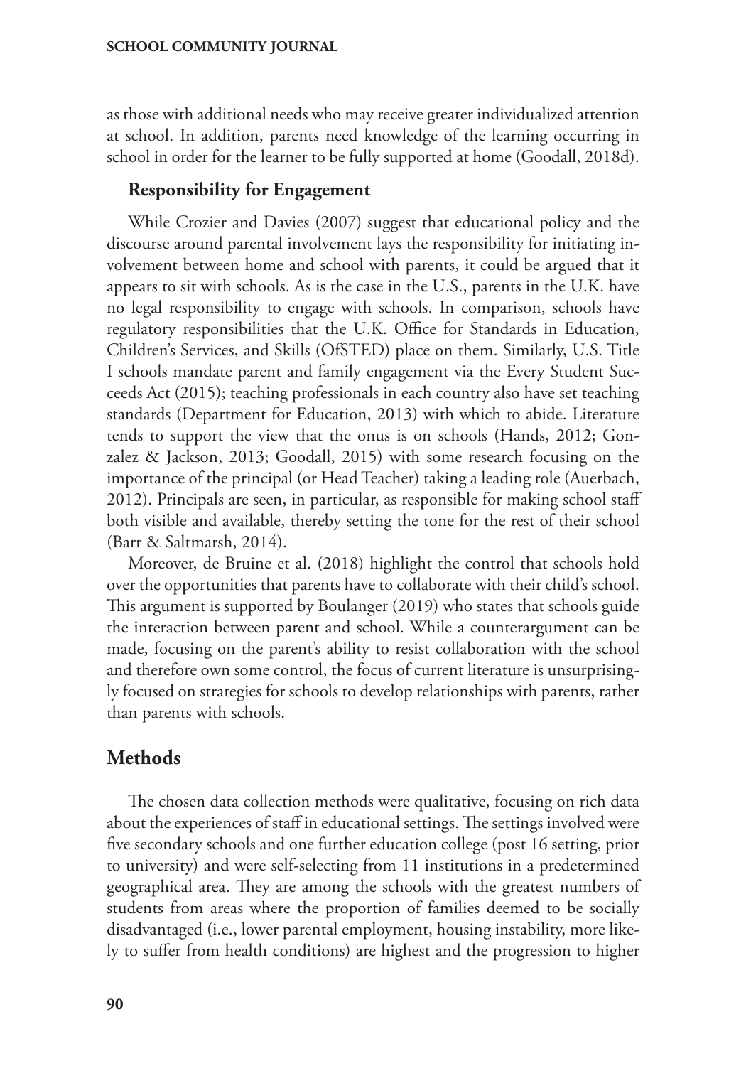as those with additional needs who may receive greater individualized attention at school. In addition, parents need knowledge of the learning occurring in school in order for the learner to be fully supported at home (Goodall, 2018d).

### Responsibility for Engagement

While Crozier and Davies (2007) suggest that educational policy and the discourse around parental involvement lays the responsibility for initiating involvement between home and school with parents, it could be argued that it appears to sit with schools. As is the case in the U.S., parents in the U.K. have no legal responsibility to engage with schools. In comparison, schools have regulatory responsibilities that the U.K. Office for Standards in Education, Children's Services, and Skills (OfSTED) place on them. Similarly, U.S. Title I schools mandate parent and family engagement via the Every Student Succeeds Act (2015); teaching professionals in each country also have set teaching standards (Department for Education, 2013) with which to abide. Literature tends to support the view that the onus is on schools (Hands, 2012; Gonzalez & Jackson, 2013; Goodall, 2015) with some research focusing on the importance of the principal (or Head Teacher) taking a leading role (Auerbach, 2012). Principals are seen, in particular, as responsible for making school staff both visible and available, thereby setting the tone for the rest of their school (Barr & Saltmarsh, 2014).

Moreover, de Bruine et al. (2018) highlight the control that schools hold over the opportunities that parents have to collaborate with their child's school. This argument is supported by Boulanger (2019) who states that schools guide the interaction between parent and school. While a counterargument can be made, focusing on the parent's ability to resist collaboration with the school and therefore own some control, the focus of current literature is unsurprisingly focused on strategies for schools to develop relationships with parents, rather than parents with schools.

## Methods

The chosen data collection methods were qualitative, focusing on rich data about the experiences of staff in educational settings. The settings involved were five secondary schools and one further education college (post 16 setting, prior to university) and were self-selecting from 11 institutions in a predetermined geographical area. They are among the schools with the greatest numbers of students from areas where the proportion of families deemed to be socially disadvantaged (i.e., lower parental employment, housing instability, more likely to suffer from health conditions) are highest and the progression to higher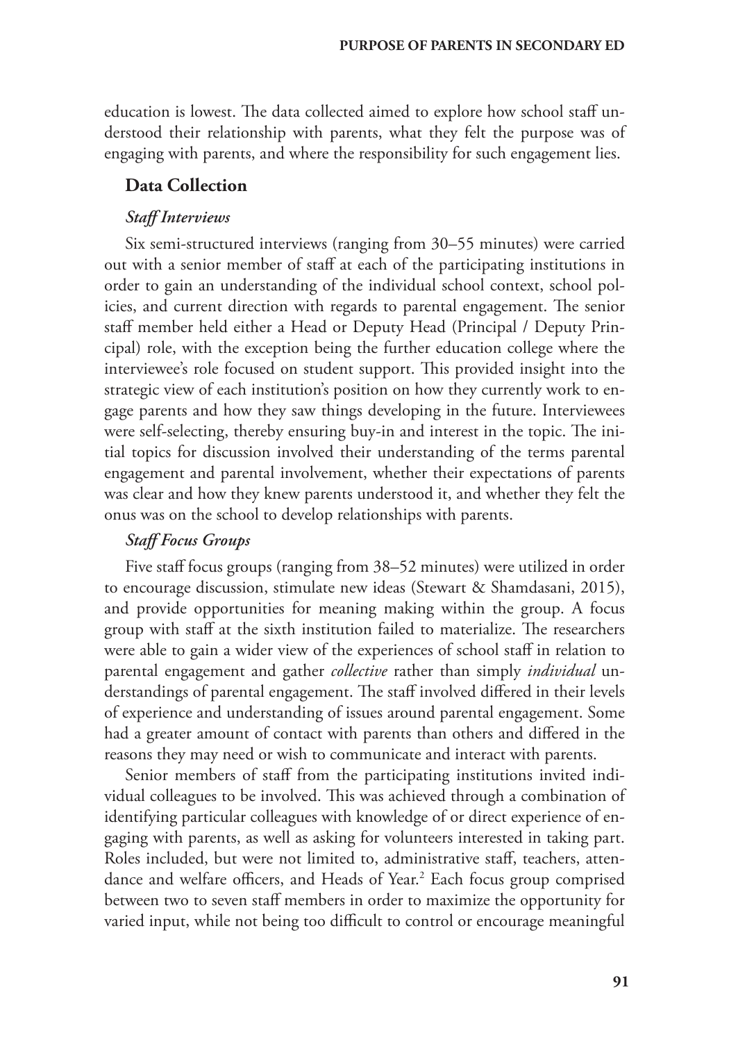education is lowest. The data collected aimed to explore how school staff understood their relationship with parents, what they felt the purpose was of engaging with parents, and where the responsibility for such engagement lies.

## Data Collection

### *Staff Interviews*

Six semi-structured interviews (ranging from 30–55 minutes) were carried out with a senior member of staff at each of the participating institutions in order to gain an understanding of the individual school context, school policies, and current direction with regards to parental engagement. The senior staff member held either a Head or Deputy Head (Principal / Deputy Principal) role, with the exception being the further education college where the interviewee's role focused on student support. This provided insight into the strategic view of each institution's position on how they currently work to engage parents and how they saw things developing in the future. Interviewees were self-selecting, thereby ensuring buy-in and interest in the topic. The initial topics for discussion involved their understanding of the terms parental engagement and parental involvement, whether their expectations of parents was clear and how they knew parents understood it, and whether they felt the onus was on the school to develop relationships with parents.

### *Staff Focus Groups*

Five staff focus groups (ranging from 38–52 minutes) were utilized in order to encourage discussion, stimulate new ideas (Stewart & Shamdasani, 2015), and provide opportunities for meaning making within the group. A focus group with staff at the sixth institution failed to materialize. The researchers were able to gain a wider view of the experiences of school staff in relation to parental engagement and gather *collective* rather than simply *individual* understandings of parental engagement. The staff involved differed in their levels of experience and understanding of issues around parental engagement. Some had a greater amount of contact with parents than others and differed in the reasons they may need or wish to communicate and interact with parents.

Senior members of staff from the participating institutions invited individual colleagues to be involved. This was achieved through a combination of identifying particular colleagues with knowledge of or direct experience of engaging with parents, as well as asking for volunteers interested in taking part. Roles included, but were not limited to, administrative staff, teachers, attendance and welfare officers, and Heads of Year.[2] Each focus group comprised between two to seven staff members in order to maximize the opportunity for varied input, while not being too difficult to control or encourage meaningful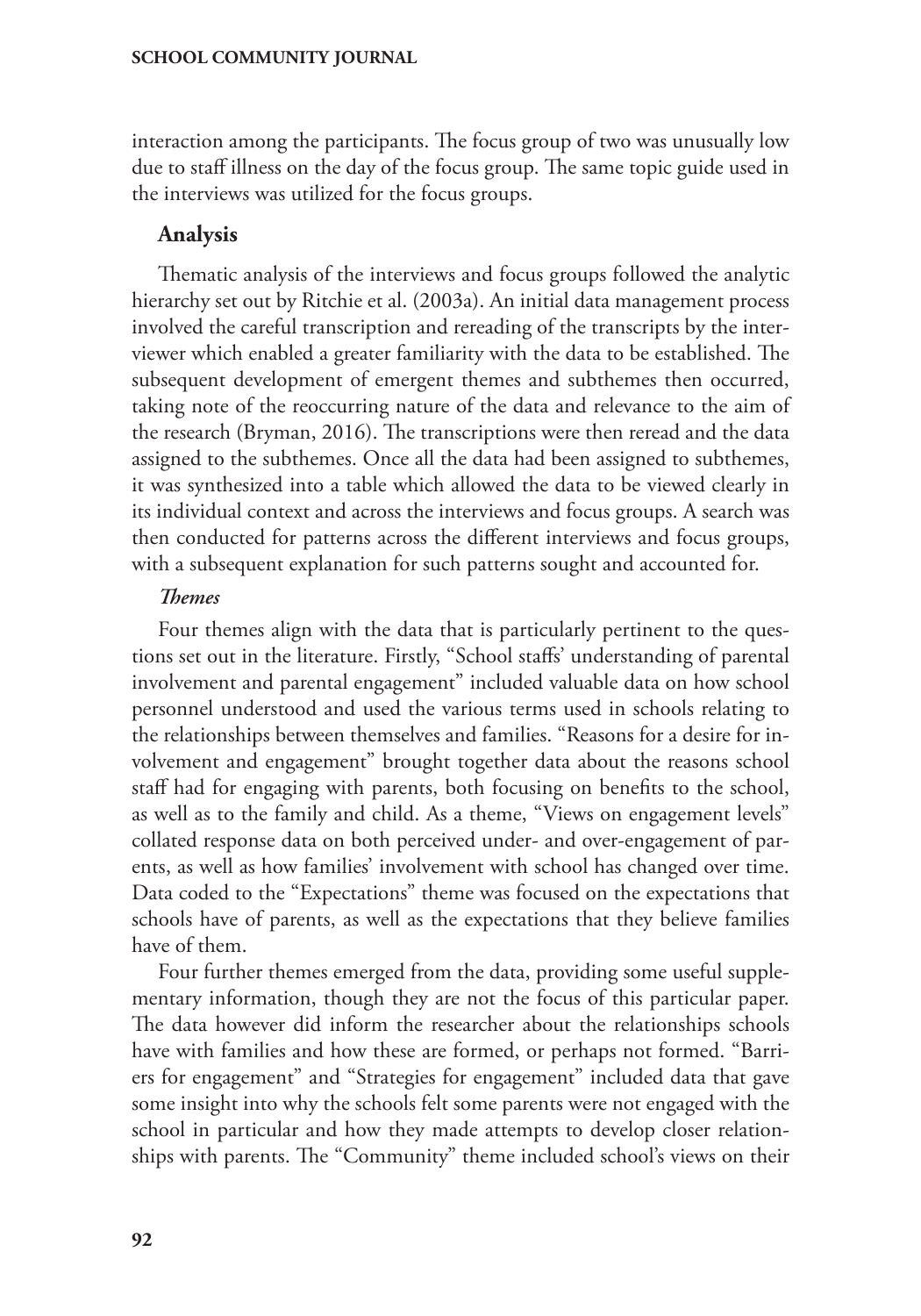interaction among the participants. The focus group of two was unusually low due to staff illness on the day of the focus group. The same topic guide used in the interviews was utilized for the focus groups.

## Analysis

Thematic analysis of the interviews and focus groups followed the analytic hierarchy set out by Ritchie et al. (2003a). An initial data management process involved the careful transcription and rereading of the transcripts by the interviewer which enabled a greater familiarity with the data to be established. The subsequent development of emergent themes and subthemes then occurred, taking note of the reoccurring nature of the data and relevance to the aim of the research (Bryman, 2016). The transcriptions were then reread and the data assigned to the subthemes. Once all the data had been assigned to subthemes, it was synthesized into a table which allowed the data to be viewed clearly in its individual context and across the interviews and focus groups. A search was then conducted for patterns across the different interviews and focus groups, with a subsequent explanation for such patterns sought and accounted for.

### *Themes*

Four themes align with the data that is particularly pertinent to the questions set out in the literature. Firstly, "School staffs' understanding of parental involvement and parental engagement" included valuable data on how school personnel understood and used the various terms used in schools relating to the relationships between themselves and families. "Reasons for a desire for involvement and engagement" brought together data about the reasons school staff had for engaging with parents, both focusing on benefits to the school, as well as to the family and child. As a theme, "Views on engagement levels" collated response data on both perceived under- and over-engagement of parents, as well as how families' involvement with school has changed over time. Data coded to the "Expectations" theme was focused on the expectations that schools have of parents, as well as the expectations that they believe families have of them.

Four further themes emerged from the data, providing some useful supplementary information, though they are not the focus of this particular paper. The data however did inform the researcher about the relationships schools have with families and how these are formed, or perhaps not formed. "Barriers for engagement" and "Strategies for engagement" included data that gave some insight into why the schools felt some parents were not engaged with the school in particular and how they made attempts to develop closer relationships with parents. The "Community" theme included school's views on their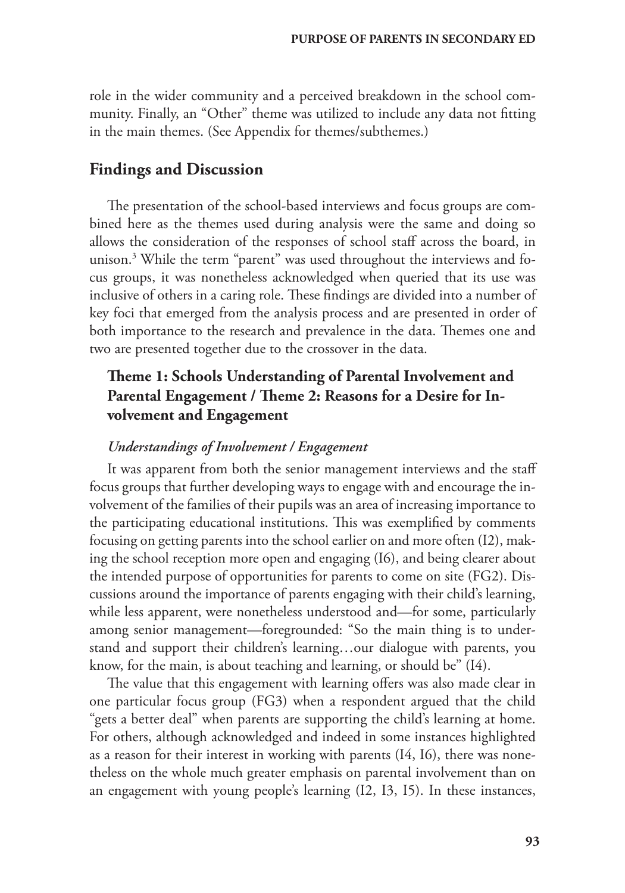role in the wider community and a perceived breakdown in the school community. Finally, an "Other" theme was utilized to include any data not fitting in the main themes. (See Appendix for themes/subthemes.)

## Findings and Discussion

The presentation of the school-based interviews and focus groups are combined here as the themes used during analysis were the same and doing so allows the consideration of the responses of school staff across the board, in unison.[3] While the term "parent" was used throughout the interviews and focus groups, it was nonetheless acknowledged when queried that its use was inclusive of others in a caring role. These findings are divided into a number of key foci that emerged from the analysis process and are presented in order of both importance to the research and prevalence in the data. Themes one and two are presented together due to the crossover in the data.

### Theme 1: Schools Understanding of Parental Involvement and Parental Engagement / Theme 2: Reasons for a Desire for Involvement and Engagement

#### *Understandings of Involvement / Engagement*

It was apparent from both the senior management interviews and the staff focus groups that further developing ways to engage with and encourage the involvement of the families of their pupils was an area of increasing importance to the participating educational institutions. This was exemplified by comments focusing on getting parents into the school earlier on and more often (I2), making the school reception more open and engaging (I6), and being clearer about the intended purpose of opportunities for parents to come on site (FG2). Discussions around the importance of parents engaging with their child's learning, while less apparent, were nonetheless understood and—for some, particularly among senior management—foregrounded: "So the main thing is to understand and support their children's learning…our dialogue with parents, you know, for the main, is about teaching and learning, or should be" (I4).

The value that this engagement with learning offers was also made clear in one particular focus group (FG3) when a respondent argued that the child "gets a better deal" when parents are supporting the child's learning at home. For others, although acknowledged and indeed in some instances highlighted as a reason for their interest in working with parents (I4, I6), there was nonetheless on the whole much greater emphasis on parental involvement than on an engagement with young people's learning (I2, I3, I5). In these instances,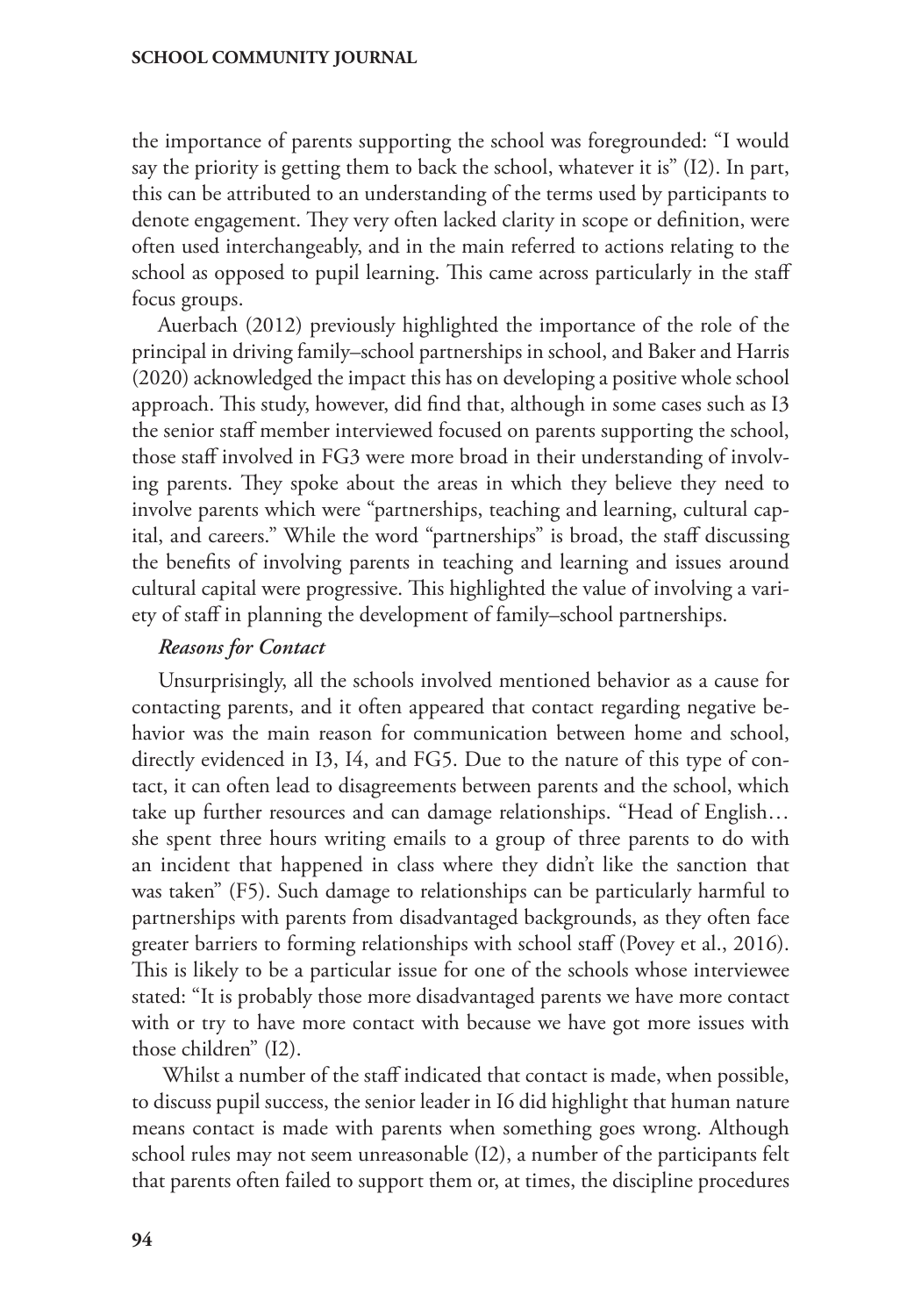the importance of parents supporting the school was foregrounded: "I would say the priority is getting them to back the school, whatever it is" (I2). In part, this can be attributed to an understanding of the terms used by participants to denote engagement. They very often lacked clarity in scope or definition, were often used interchangeably, and in the main referred to actions relating to the school as opposed to pupil learning. This came across particularly in the staff focus groups.

Auerbach (2012) previously highlighted the importance of the role of the principal in driving family–school partnerships in school, and Baker and Harris (2020) acknowledged the impact this has on developing a positive whole school approach. This study, however, did find that, although in some cases such as I3 the senior staff member interviewed focused on parents supporting the school, those staff involved in FG3 were more broad in their understanding of involving parents. They spoke about the areas in which they believe they need to involve parents which were "partnerships, teaching and learning, cultural capital, and careers." While the word "partnerships" is broad, the staff discussing the benefits of involving parents in teaching and learning and issues around cultural capital were progressive. This highlighted the value of involving a variety of staff in planning the development of family–school partnerships.

***Reasons for Contact***

Unsurprisingly, all the schools involved mentioned behavior as a cause for contacting parents, and it often appeared that contact regarding negative behavior was the main reason for communication between home and school, directly evidenced in I3, I4, and FG5. Due to the nature of this type of contact, it can often lead to disagreements between parents and the school, which take up further resources and can damage relationships. "Head of English… she spent three hours writing emails to a group of three parents to do with an incident that happened in class where they didn't like the sanction that was taken" (F5). Such damage to relationships can be particularly harmful to partnerships with parents from disadvantaged backgrounds, as they often face greater barriers to forming relationships with school staff (Povey et al., 2016). This is likely to be a particular issue for one of the schools whose interviewee stated: "It is probably those more disadvantaged parents we have more contact with or try to have more contact with because we have got more issues with those children" (I2).

Whilst a number of the staff indicated that contact is made, when possible, to discuss pupil success, the senior leader in I6 did highlight that human nature means contact is made with parents when something goes wrong. Although school rules may not seem unreasonable (I2), a number of the participants felt that parents often failed to support them or, at times, the discipline procedures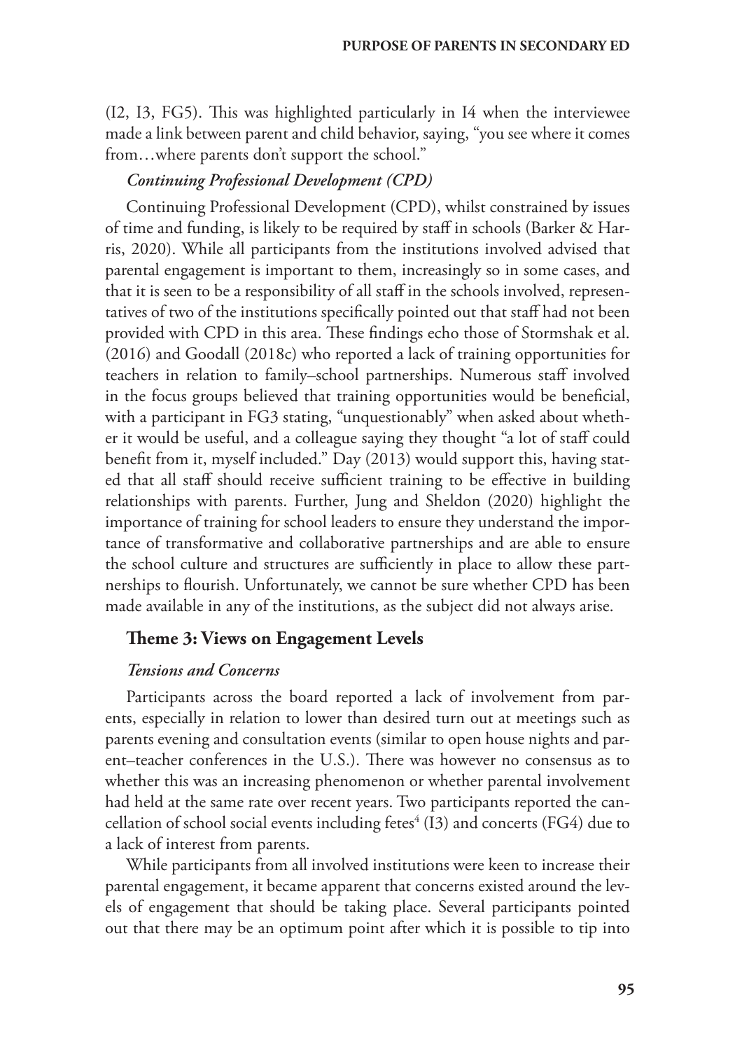(I2, I3, FG5). This was highlighted particularly in I4 when the interviewee made a link between parent and child behavior, saying, "you see where it comes from…where parents don't support the school."

#### *Continuing Professional Development (CPD)*

Continuing Professional Development (CPD), whilst constrained by issues of time and funding, is likely to be required by staff in schools (Barker & Harris, 2020). While all participants from the institutions involved advised that parental engagement is important to them, increasingly so in some cases, and that it is seen to be a responsibility of all staff in the schools involved, representatives of two of the institutions specifically pointed out that staff had not been provided with CPD in this area. These findings echo those of Stormshak et al. (2016) and Goodall (2018c) who reported a lack of training opportunities for teachers in relation to family–school partnerships. Numerous staff involved in the focus groups believed that training opportunities would be beneficial, with a participant in FG3 stating, "unquestionably" when asked about whether it would be useful, and a colleague saying they thought "a lot of staff could benefit from it, myself included." Day (2013) would support this, having stated that all staff should receive sufficient training to be effective in building relationships with parents. Further, Jung and Sheldon (2020) highlight the importance of training for school leaders to ensure they understand the importance of transformative and collaborative partnerships and are able to ensure the school culture and structures are sufficiently in place to allow these partnerships to flourish. Unfortunately, we cannot be sure whether CPD has been made available in any of the institutions, as the subject did not always arise.

### Theme 3: Views on Engagement Levels

#### *Tensions and Concerns*

Participants across the board reported a lack of involvement from parents, especially in relation to lower than desired turn out at meetings such as parents evening and consultation events (similar to open house nights and parent–teacher conferences in the U.S.). There was however no consensus as to whether this was an increasing phenomenon or whether parental involvement had held at the same rate over recent years. Two participants reported the cancellation of school social events including fetes[4] (I3) and concerts (FG4) due to a lack of interest from parents.

While participants from all involved institutions were keen to increase their parental engagement, it became apparent that concerns existed around the levels of engagement that should be taking place. Several participants pointed out that there may be an optimum point after which it is possible to tip into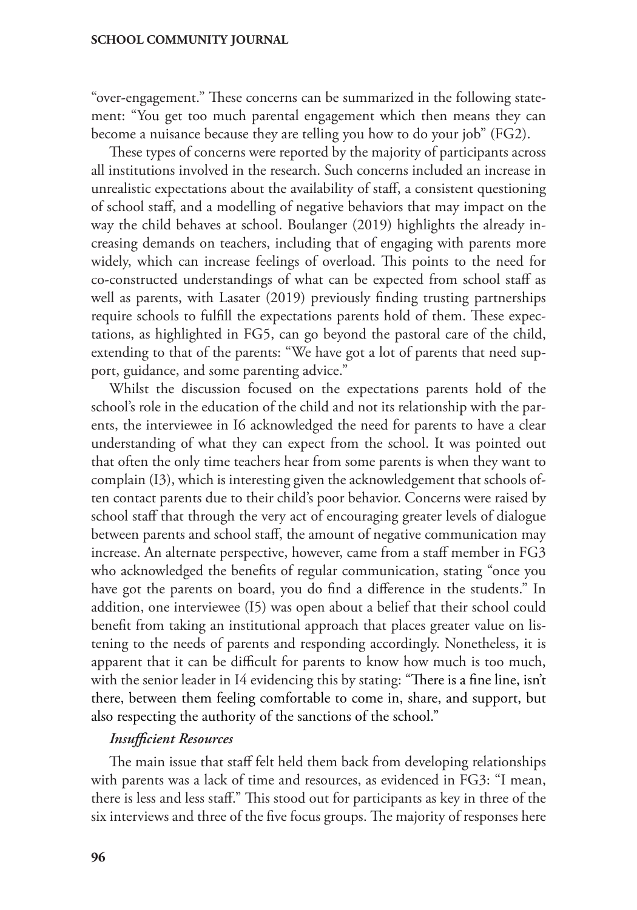"over-engagement." These concerns can be summarized in the following statement: "You get too much parental engagement which then means they can become a nuisance because they are telling you how to do your job" (FG2).

These types of concerns were reported by the majority of participants across all institutions involved in the research. Such concerns included an increase in unrealistic expectations about the availability of staff, a consistent questioning of school staff, and a modelling of negative behaviors that may impact on the way the child behaves at school. Boulanger (2019) highlights the already increasing demands on teachers, including that of engaging with parents more widely, which can increase feelings of overload. This points to the need for co-constructed understandings of what can be expected from school staff as well as parents, with Lasater (2019) previously finding trusting partnerships require schools to fulfill the expectations parents hold of them. These expectations, as highlighted in FG5, can go beyond the pastoral care of the child, extending to that of the parents: "We have got a lot of parents that need support, guidance, and some parenting advice."

Whilst the discussion focused on the expectations parents hold of the school's role in the education of the child and not its relationship with the parents, the interviewee in I6 acknowledged the need for parents to have a clear understanding of what they can expect from the school. It was pointed out that often the only time teachers hear from some parents is when they want to complain (I3), which is interesting given the acknowledgement that schools often contact parents due to their child's poor behavior. Concerns were raised by school staff that through the very act of encouraging greater levels of dialogue between parents and school staff, the amount of negative communication may increase. An alternate perspective, however, came from a staff member in FG3 who acknowledged the benefits of regular communication, stating "once you have got the parents on board, you do find a difference in the students." In addition, one interviewee (I5) was open about a belief that their school could benefit from taking an institutional approach that places greater value on listening to the needs of parents and responding accordingly. Nonetheless, it is apparent that it can be difficult for parents to know how much is too much, with the senior leader in I4 evidencing this by stating: "There is a fine line, isn't there, between them feeling comfortable to come in, share, and support, but also respecting the authority of the sanctions of the school."

***Insufficient Resources***

The main issue that staff felt held them back from developing relationships with parents was a lack of time and resources, as evidenced in FG3: "I mean, there is less and less staff." This stood out for participants as key in three of the six interviews and three of the five focus groups. The majority of responses here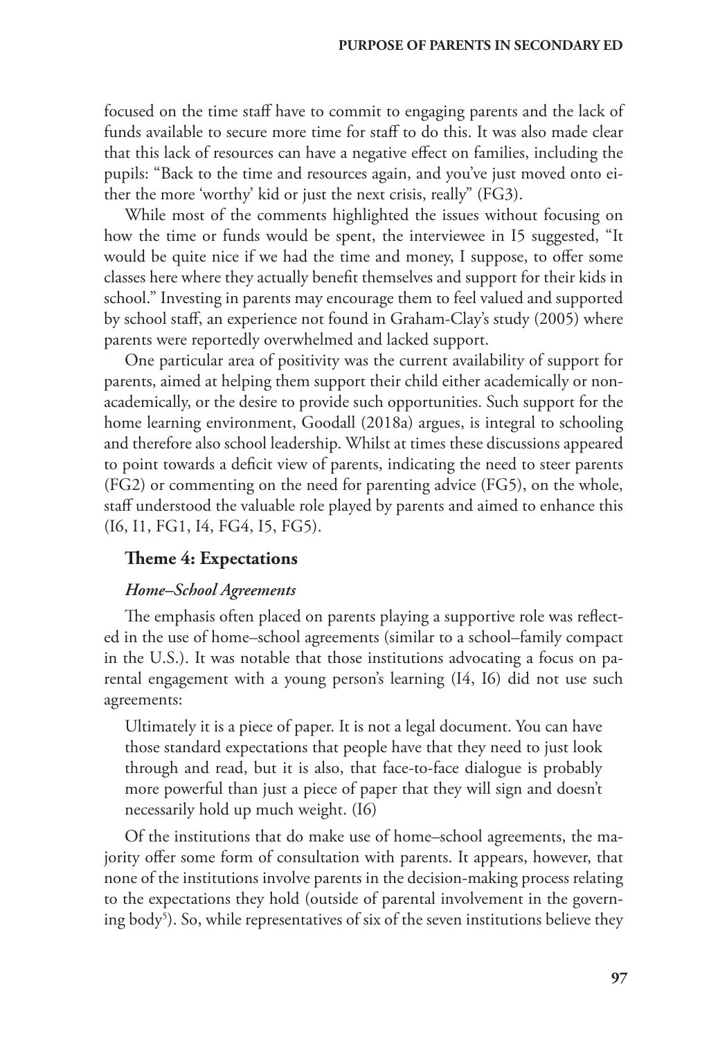focused on the time staff have to commit to engaging parents and the lack of funds available to secure more time for staff to do this. It was also made clear that this lack of resources can have a negative effect on families, including the pupils: "Back to the time and resources again, and you've just moved onto either the more 'worthy' kid or just the next crisis, really" (FG3).

While most of the comments highlighted the issues without focusing on how the time or funds would be spent, the interviewee in I5 suggested, "It would be quite nice if we had the time and money, I suppose, to offer some classes here where they actually benefit themselves and support for their kids in school." Investing in parents may encourage them to feel valued and supported by school staff, an experience not found in Graham-Clay's study (2005) where parents were reportedly overwhelmed and lacked support.

One particular area of positivity was the current availability of support for parents, aimed at helping them support their child either academically or non-academically, or the desire to provide such opportunities. Such support for the home learning environment, Goodall (2018a) argues, is integral to schooling and therefore also school leadership. Whilst at times these discussions appeared to point towards a deficit view of parents, indicating the need to steer parents (FG2) or commenting on the need for parenting advice (FG5), on the whole, staff understood the valuable role played by parents and aimed to enhance this (I6, I1, FG1, I4, FG4, I5, FG5).

### Theme 4: Expectations

#### *Home–School Agreements*

The emphasis often placed on parents playing a supportive role was reflected in the use of home–school agreements (similar to a school–family compact in the U.S.). It was notable that those institutions advocating a focus on parental engagement with a young person's learning (I4, I6) did not use such agreements:

> Ultimately it is a piece of paper. It is not a legal document. You can have those standard expectations that people have that they need to just look through and read, but it is also, that face-to-face dialogue is probably more powerful than just a piece of paper that they will sign and doesn't necessarily hold up much weight. (I6)

Of the institutions that do make use of home–school agreements, the majority offer some form of consultation with parents. It appears, however, that none of the institutions involve parents in the decision-making process relating to the expectations they hold (outside of parental involvement in the governing body[5]). So, while representatives of six of the seven institutions believe they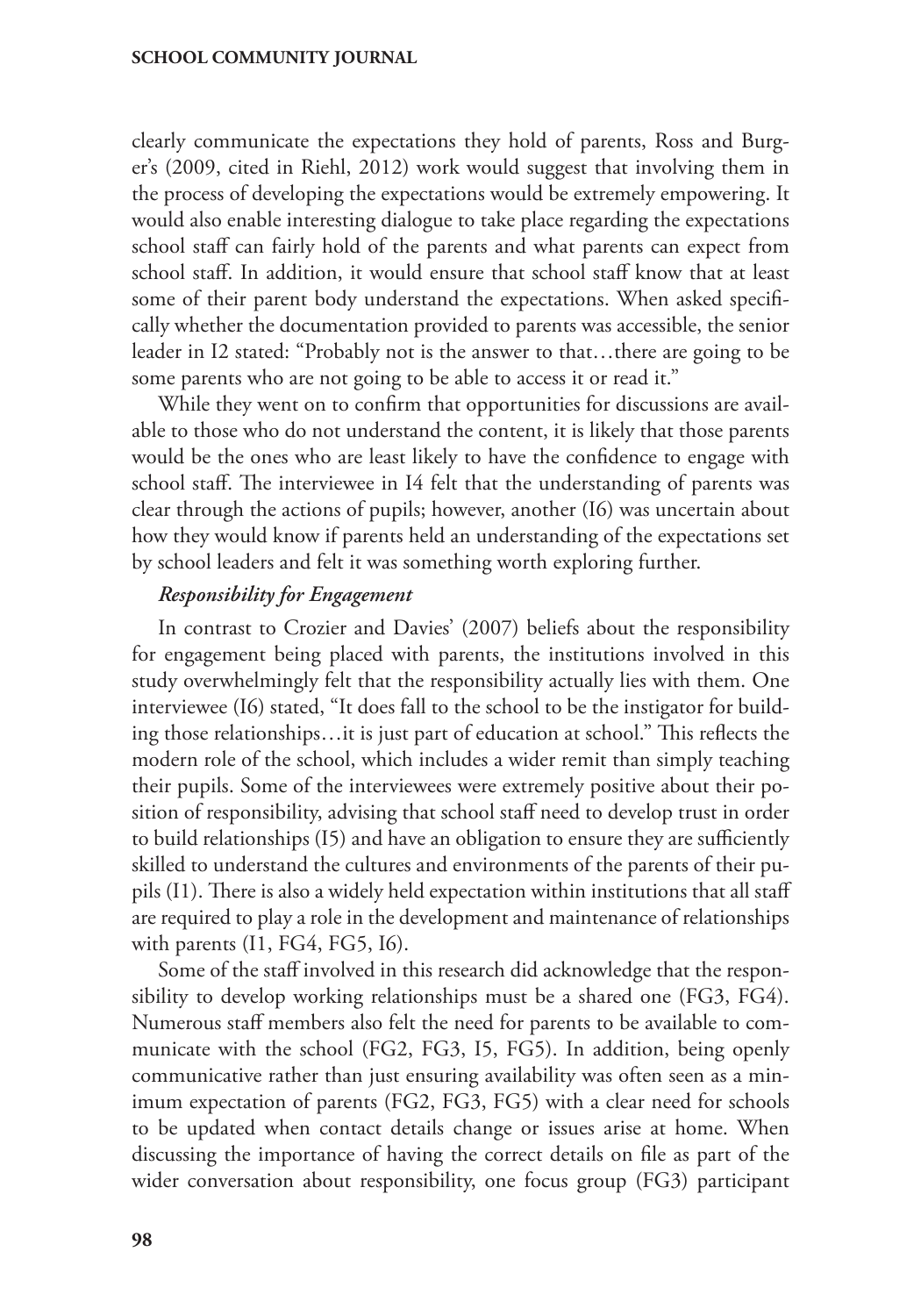clearly communicate the expectations they hold of parents, Ross and Burger's (2009, cited in Riehl, 2012) work would suggest that involving them in the process of developing the expectations would be extremely empowering. It would also enable interesting dialogue to take place regarding the expectations school staff can fairly hold of the parents and what parents can expect from school staff. In addition, it would ensure that school staff know that at least some of their parent body understand the expectations. When asked specifically whether the documentation provided to parents was accessible, the senior leader in I2 stated: "Probably not is the answer to that…there are going to be some parents who are not going to be able to access it or read it."

While they went on to confirm that opportunities for discussions are available to those who do not understand the content, it is likely that those parents would be the ones who are least likely to have the confidence to engage with school staff. The interviewee in I4 felt that the understanding of parents was clear through the actions of pupils; however, another (I6) was uncertain about how they would know if parents held an understanding of the expectations set by school leaders and felt it was something worth exploring further.

### *Responsibility for Engagement*

In contrast to Crozier and Davies' (2007) beliefs about the responsibility for engagement being placed with parents, the institutions involved in this study overwhelmingly felt that the responsibility actually lies with them. One interviewee (I6) stated, "It does fall to the school to be the instigator for building those relationships…it is just part of education at school." This reflects the modern role of the school, which includes a wider remit than simply teaching their pupils. Some of the interviewees were extremely positive about their position of responsibility, advising that school staff need to develop trust in order to build relationships (I5) and have an obligation to ensure they are sufficiently skilled to understand the cultures and environments of the parents of their pupils (I1). There is also a widely held expectation within institutions that all staff are required to play a role in the development and maintenance of relationships with parents (I1, FG4, FG5, I6).

Some of the staff involved in this research did acknowledge that the responsibility to develop working relationships must be a shared one (FG3, FG4). Numerous staff members also felt the need for parents to be available to communicate with the school (FG2, FG3, I5, FG5). In addition, being openly communicative rather than just ensuring availability was often seen as a minimum expectation of parents (FG2, FG3, FG5) with a clear need for schools to be updated when contact details change or issues arise at home. When discussing the importance of having the correct details on file as part of the wider conversation about responsibility, one focus group (FG3) participant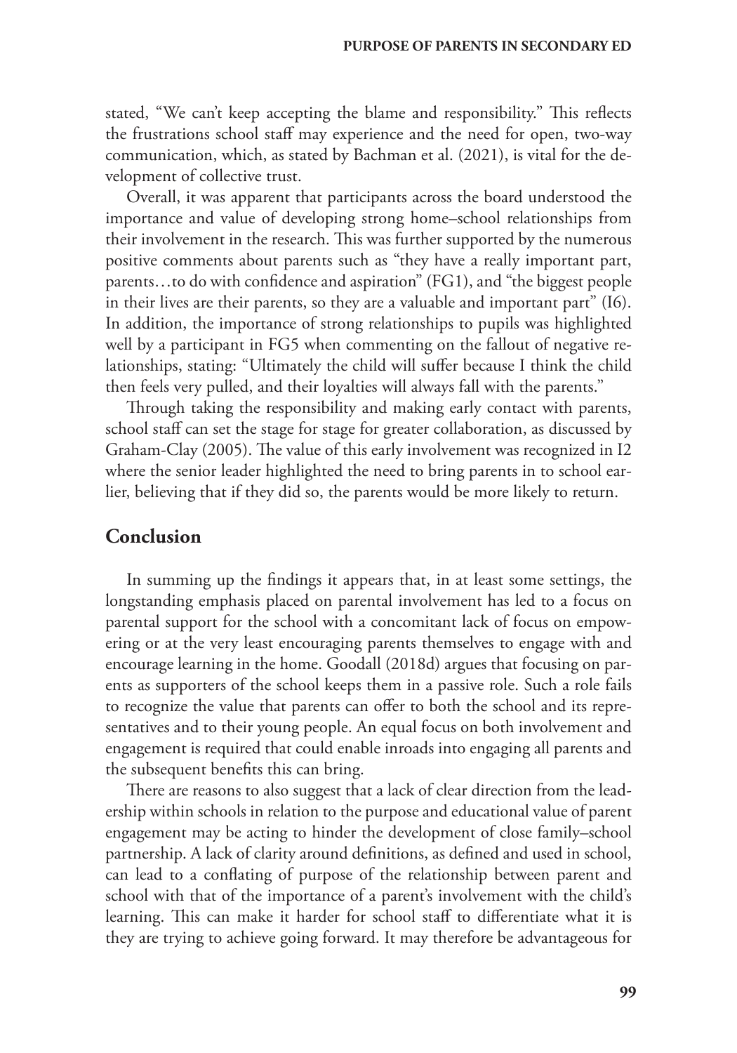stated, "We can't keep accepting the blame and responsibility." This reflects the frustrations school staff may experience and the need for open, two-way communication, which, as stated by Bachman et al. (2021), is vital for the development of collective trust.

Overall, it was apparent that participants across the board understood the importance and value of developing strong home–school relationships from their involvement in the research. This was further supported by the numerous positive comments about parents such as "they have a really important part, parents…to do with confidence and aspiration" (FG1), and "the biggest people in their lives are their parents, so they are a valuable and important part" (I6). In addition, the importance of strong relationships to pupils was highlighted well by a participant in FG5 when commenting on the fallout of negative relationships, stating: "Ultimately the child will suffer because I think the child then feels very pulled, and their loyalties will always fall with the parents."

Through taking the responsibility and making early contact with parents, school staff can set the stage for stage for greater collaboration, as discussed by Graham-Clay (2005). The value of this early involvement was recognized in I2 where the senior leader highlighted the need to bring parents in to school earlier, believing that if they did so, the parents would be more likely to return.

## Conclusion

In summing up the findings it appears that, in at least some settings, the longstanding emphasis placed on parental involvement has led to a focus on parental support for the school with a concomitant lack of focus on empowering or at the very least encouraging parents themselves to engage with and encourage learning in the home. Goodall (2018d) argues that focusing on parents as supporters of the school keeps them in a passive role. Such a role fails to recognize the value that parents can offer to both the school and its representatives and to their young people. An equal focus on both involvement and engagement is required that could enable inroads into engaging all parents and the subsequent benefits this can bring.

There are reasons to also suggest that a lack of clear direction from the leadership within schools in relation to the purpose and educational value of parent engagement may be acting to hinder the development of close family–school partnership. A lack of clarity around definitions, as defined and used in school, can lead to a conflating of purpose of the relationship between parent and school with that of the importance of a parent's involvement with the child's learning. This can make it harder for school staff to differentiate what it is they are trying to achieve going forward. It may therefore be advantageous for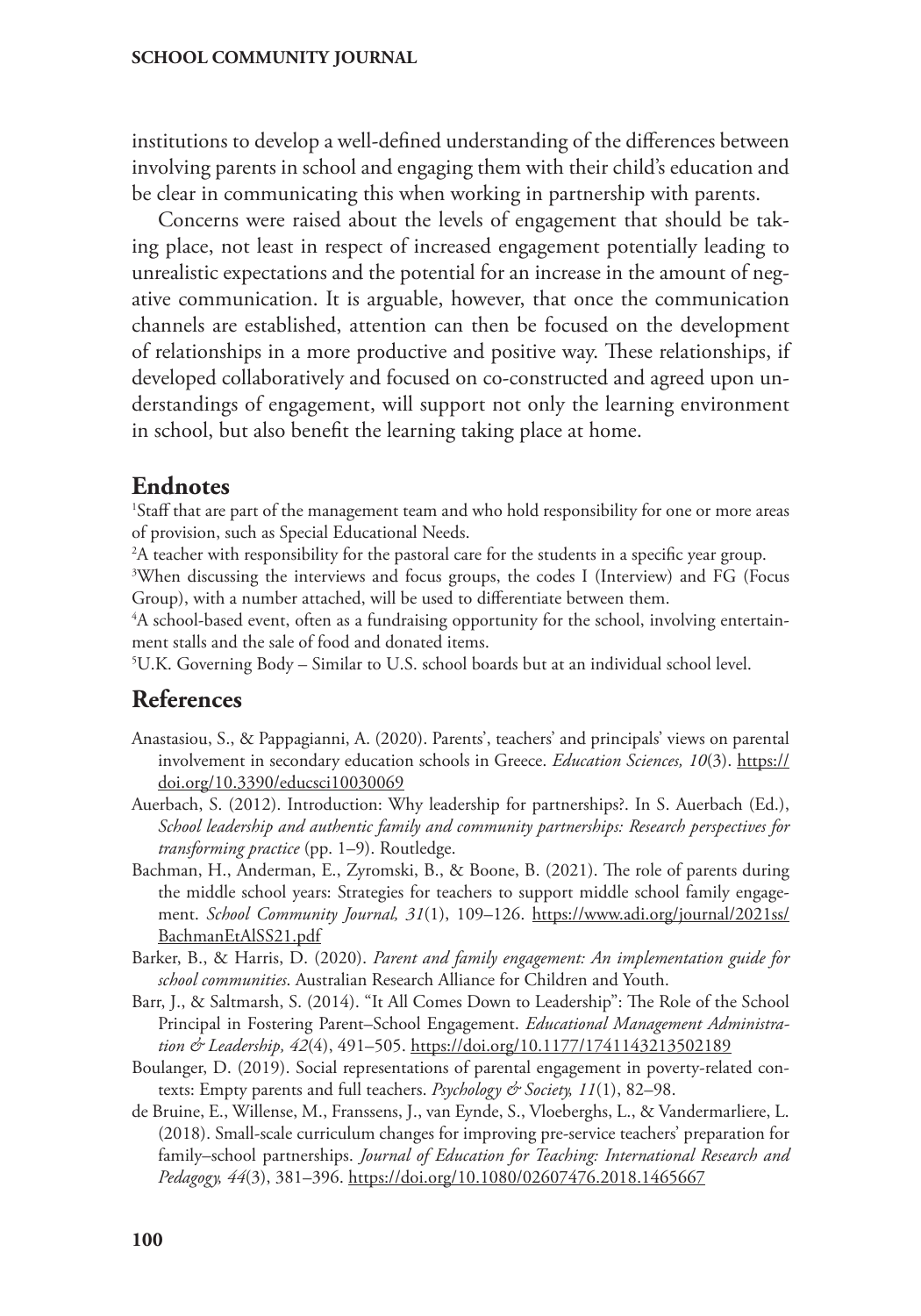institutions to develop a well-defined understanding of the differences between involving parents in school and engaging them with their child's education and be clear in communicating this when working in partnership with parents.

Concerns were raised about the levels of engagement that should be taking place, not least in respect of increased engagement potentially leading to unrealistic expectations and the potential for an increase in the amount of negative communication. It is arguable, however, that once the communication channels are established, attention can then be focused on the development of relationships in a more productive and positive way. These relationships, if developed collaboratively and focused on co-constructed and agreed upon understandings of engagement, will support not only the learning environment in school, but also benefit the learning taking place at home.

## Endnotes

[1]Staff that are part of the management team and who hold responsibility for one or more areas of provision, such as Special Educational Needs.

[2]A teacher with responsibility for the pastoral care for the students in a specific year group.

[3]When discussing the interviews and focus groups, the codes I (Interview) and FG (Focus Group), with a number attached, will be used to differentiate between them.

[4]A school-based event, often as a fundraising opportunity for the school, involving entertainment stalls and the sale of food and donated items.

[5]U.K. Governing Body – Similar to U.S. school boards but at an individual school level.

## References

Anastasiou, S., & Pappagianni, A. (2020). Parents', teachers' and principals' views on parental involvement in secondary education schools in Greece. *Education Sciences, 10*(3). https://doi.org/10.3390/educsci10030069

Auerbach, S. (2012). Introduction: Why leadership for partnerships?. In S. Auerbach (Ed.), *School leadership and authentic family and community partnerships: Research perspectives for transforming practice* (pp. 1–9). Routledge.

Bachman, H., Anderman, E., Zyromski, B., & Boone, B. (2021). The role of parents during the middle school years: Strategies for teachers to support middle school family engagement. *School Community Journal, 31*(1), 109–126. https://www.adi.org/journal/2021ss/BachmanEtAlSS21.pdf

Barker, B., & Harris, D. (2020). *Parent and family engagement: An implementation guide for school communities*. Australian Research Alliance for Children and Youth.

Barr, J., & Saltmarsh, S. (2014). "It All Comes Down to Leadership": The Role of the School Principal in Fostering Parent–School Engagement. *Educational Management Administration & Leadership, 42*(4), 491–505. https://doi.org/10.1177/1741143213502189

Boulanger, D. (2019). Social representations of parental engagement in poverty-related contexts: Empty parents and full teachers. *Psychology & Society, 11*(1), 82–98.

de Bruine, E., Willense, M., Franssens, J., van Eynde, S., Vloeberghs, L., & Vandermarliere, L. (2018). Small-scale curriculum changes for improving pre-service teachers' preparation for family–school partnerships. *Journal of Education for Teaching: International Research and Pedagogy, 44*(3), 381–396. https://doi.org/10.1080/02607476.2018.1465667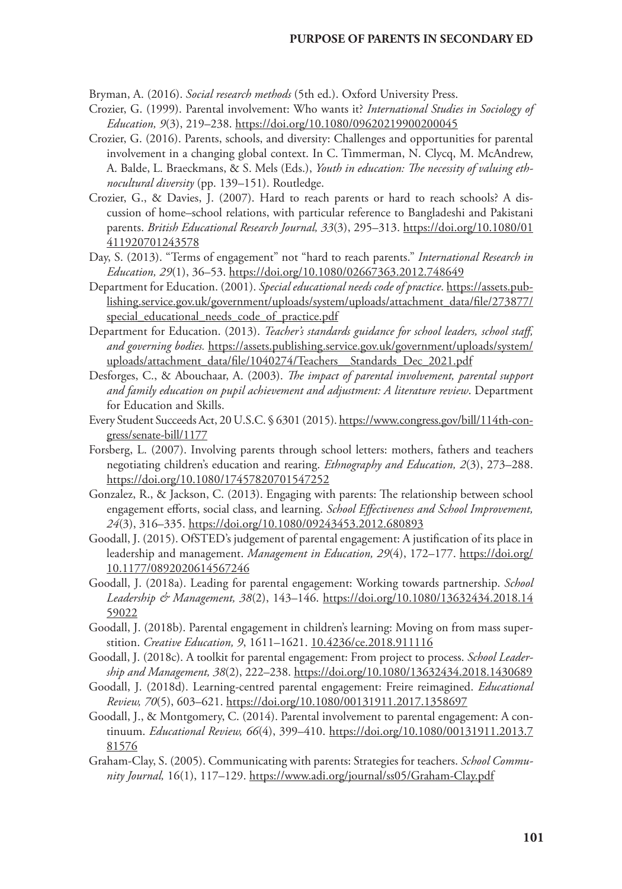Bryman, A. (2016). *Social research methods* (5th ed.). Oxford University Press.

Crozier, G. (1999). Parental involvement: Who wants it? *International Studies in Sociology of Education, 9*(3), 219–238. https://doi.org/10.1080/09620219900200045

Crozier, G. (2016). Parents, schools, and diversity: Challenges and opportunities for parental involvement in a changing global context. In C. Timmerman, N. Clycq, M. McAndrew, A. Balde, L. Braeckmans, & S. Mels (Eds.), *Youth in education: The necessity of valuing ethnocultural diversity* (pp. 139–151). Routledge.

Crozier, G., & Davies, J. (2007). Hard to reach parents or hard to reach schools? A discussion of home–school relations, with particular reference to Bangladeshi and Pakistani parents. *British Educational Research Journal, 33*(3), 295–313. https://doi.org/10.1080/01411920701243578

Day, S. (2013). "Terms of engagement" not "hard to reach parents." *International Research in Education, 29*(1), 36–53. https://doi.org/10.1080/02667363.2012.748649

Department for Education. (2001). *Special educational needs code of practice*. https://assets.publishing.service.gov.uk/government/uploads/system/uploads/attachment_data/file/273877/special_educational_needs_code_of_practice.pdf

Department for Education. (2013). *Teacher's standards guidance for school leaders, school staff, and governing bodies.* https://assets.publishing.service.gov.uk/government/uploads/system/uploads/attachment_data/file/1040274/Teachers__Standards_Dec_2021.pdf

Desforges, C., & Abouchaar, A. (2003). *The impact of parental involvement, parental support and family education on pupil achievement and adjustment: A literature review*. Department for Education and Skills.

Every Student Succeeds Act, 20 U.S.C. § 6301 (2015). https://www.congress.gov/bill/114th-congress/senate-bill/1177

Forsberg, L. (2007). Involving parents through school letters: mothers, fathers and teachers negotiating children's education and rearing. *Ethnography and Education, 2*(3), 273–288. https://doi.org/10.1080/17457820701547252

Gonzalez, R., & Jackson, C. (2013). Engaging with parents: The relationship between school engagement efforts, social class, and learning. *School Effectiveness and School Improvement, 24*(3), 316–335. https://doi.org/10.1080/09243453.2012.680893

Goodall, J. (2015). OfSTED's judgement of parental engagement: A justification of its place in leadership and management. *Management in Education, 29*(4), 172–177. https://doi.org/10.1177/0892020614567246

Goodall, J. (2018a). Leading for parental engagement: Working towards partnership. *School Leadership & Management, 38*(2), 143–146. https://doi.org/10.1080/13632434.2018.1459022

Goodall, J. (2018b). Parental engagement in children's learning: Moving on from mass superstition. *Creative Education, 9*, 1611–1621. 10.4236/ce.2018.911116

Goodall, J. (2018c). A toolkit for parental engagement: From project to process. *School Leadership and Management, 38*(2), 222–238. https://doi.org/10.1080/13632434.2018.1430689

Goodall, J. (2018d). Learning-centred parental engagement: Freire reimagined. *Educational Review, 70*(5), 603–621. https://doi.org/10.1080/00131911.2017.1358697

Goodall, J., & Montgomery, C. (2014). Parental involvement to parental engagement: A continuum. *Educational Review, 66*(4), 399–410. https://doi.org/10.1080/00131911.2013.781576

Graham-Clay, S. (2005). Communicating with parents: Strategies for teachers. *School Community Journal,* 16(1), 117–129. https://www.adi.org/journal/ss05/Graham-Clay.pdf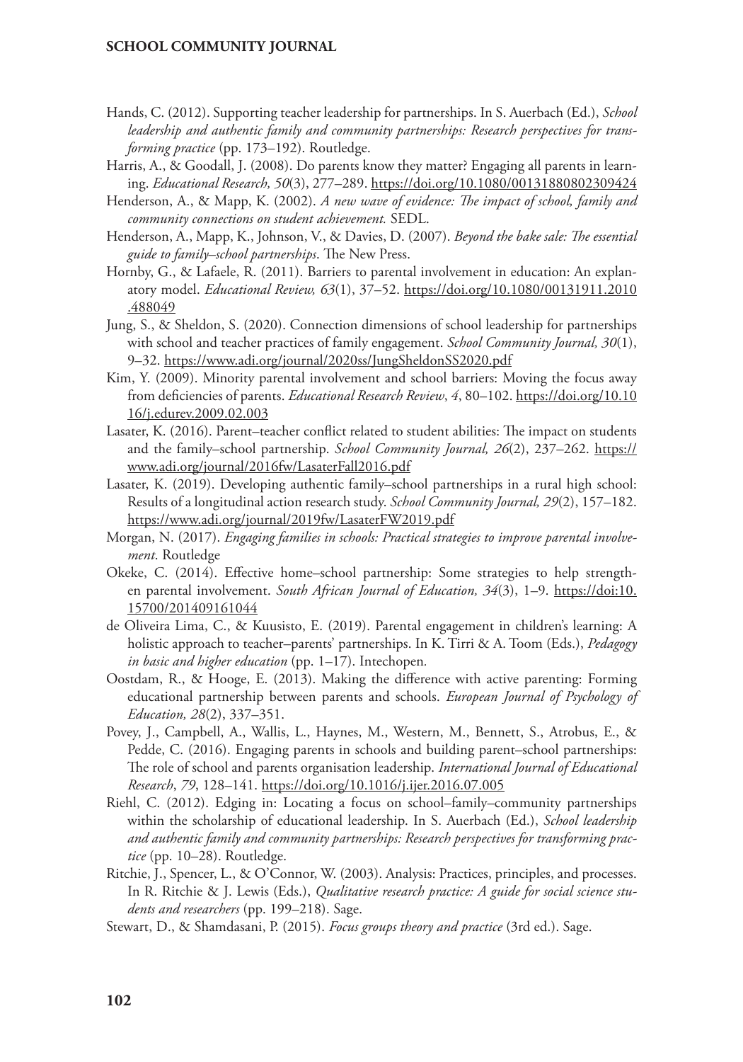Hands, C. (2012). Supporting teacher leadership for partnerships. In S. Auerbach (Ed.), *School leadership and authentic family and community partnerships: Research perspectives for transforming practice* (pp. 173–192). Routledge.

Harris, A., & Goodall, J. (2008). Do parents know they matter? Engaging all parents in learning. *Educational Research, 50*(3), 277–289. https://doi.org/10.1080/00131880802309424

Henderson, A., & Mapp, K. (2002). *A new wave of evidence: The impact of school, family and community connections on student achievement.* SEDL.

Henderson, A., Mapp, K., Johnson, V., & Davies, D. (2007). *Beyond the bake sale: The essential guide to family–school partnerships*. The New Press.

Hornby, G., & Lafaele, R. (2011). Barriers to parental involvement in education: An explanatory model. *Educational Review, 63*(1), 37–52. https://doi.org/10.1080/00131911.2010.488049

Jung, S., & Sheldon, S. (2020). Connection dimensions of school leadership for partnerships with school and teacher practices of family engagement. *School Community Journal, 30*(1), 9–32. https://www.adi.org/journal/2020ss/JungSheldonSS2020.pdf

Kim, Y. (2009). Minority parental involvement and school barriers: Moving the focus away from deficiencies of parents. *Educational Research Review*, *4*, 80–102. https://doi.org/10.1016/j.edurev.2009.02.003

Lasater, K. (2016). Parent–teacher conflict related to student abilities: The impact on students and the family–school partnership. *School Community Journal, 26*(2), 237–262. https://www.adi.org/journal/2016fw/LasaterFall2016.pdf

Lasater, K. (2019). Developing authentic family–school partnerships in a rural high school: Results of a longitudinal action research study. *School Community Journal, 29*(2), 157–182. https://www.adi.org/journal/2019fw/LasaterFW2019.pdf

Morgan, N. (2017). *Engaging families in schools: Practical strategies to improve parental involvement*. Routledge

Okeke, C. (2014). Effective home–school partnership: Some strategies to help strengthen parental involvement. *South African Journal of Education, 34*(3), 1–9. https://doi:10.15700/201409161044

de Oliveira Lima, C., & Kuusisto, E. (2019). Parental engagement in children's learning: A holistic approach to teacher–parents' partnerships. In K. Tirri & A. Toom (Eds.), *Pedagogy in basic and higher education* (pp. 1–17). Intechopen.

Oostdam, R., & Hooge, E. (2013). Making the difference with active parenting: Forming educational partnership between parents and schools. *European Journal of Psychology of Education, 28*(2), 337–351.

Povey, J., Campbell, A., Wallis, L., Haynes, M., Western, M., Bennett, S., Atrobus, E., & Pedde, C. (2016). Engaging parents in schools and building parent–school partnerships: The role of school and parents organisation leadership. *International Journal of Educational Research*, *79*, 128–141. https://doi.org/10.1016/j.ijer.2016.07.005

Riehl, C. (2012). Edging in: Locating a focus on school–family–community partnerships within the scholarship of educational leadership. In S. Auerbach (Ed.), *School leadership and authentic family and community partnerships: Research perspectives for transforming practice* (pp. 10–28). Routledge.

Ritchie, J., Spencer, L., & O'Connor, W. (2003). Analysis: Practices, principles, and processes. In R. Ritchie & J. Lewis (Eds.), *Qualitative research practice: A guide for social science students and researchers* (pp. 199–218). Sage.

Stewart, D., & Shamdasani, P. (2015). *Focus groups theory and practice* (3rd ed.). Sage.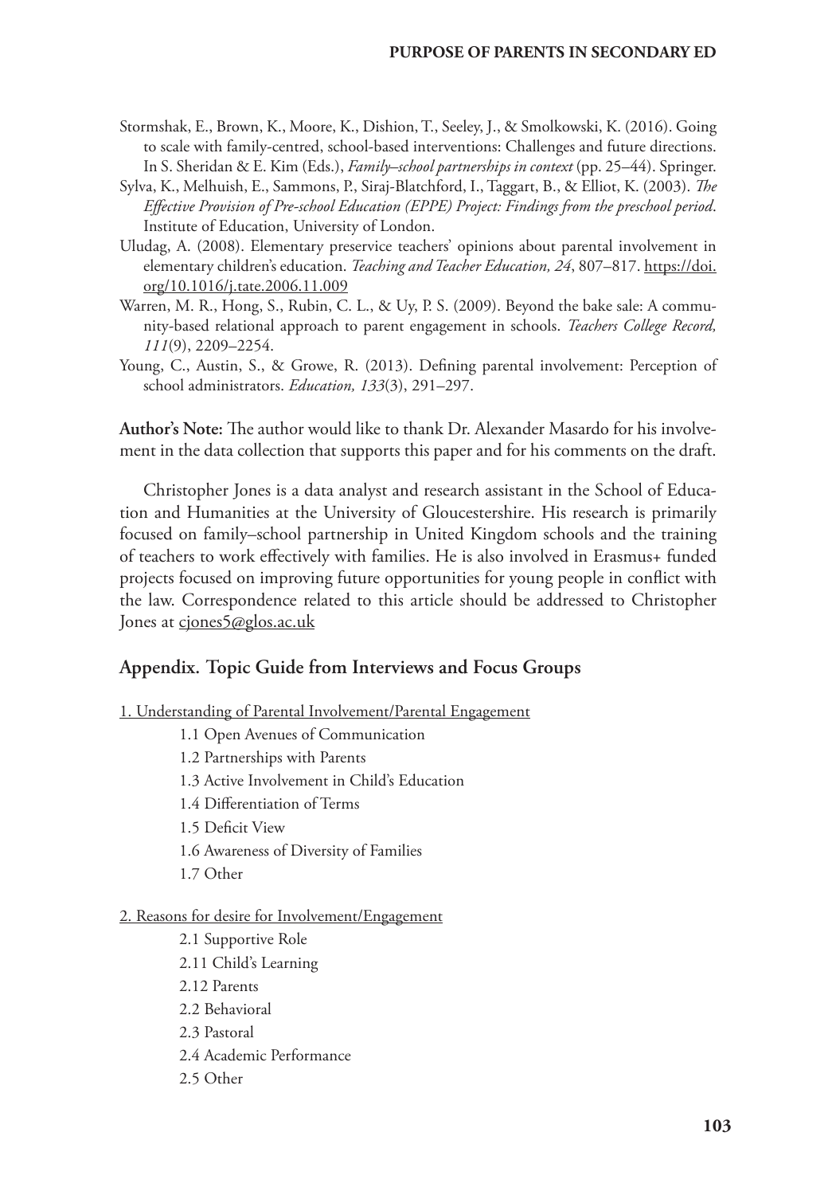Stormshak, E., Brown, K., Moore, K., Dishion, T., Seeley, J., & Smolkowski, K. (2016). Going to scale with family-centred, school-based interventions: Challenges and future directions. In S. Sheridan & E. Kim (Eds.), *Family–school partnerships in context* (pp. 25–44). Springer.

Sylva, K., Melhuish, E., Sammons, P., Siraj-Blatchford, I., Taggart, B., & Elliot, K. (2003). *The Effective Provision of Pre-school Education (EPPE) Project: Findings from the preschool period*. Institute of Education, University of London.

Uludag, A. (2008). Elementary preservice teachers' opinions about parental involvement in elementary children's education. *Teaching and Teacher Education, 24*, 807–817. https://doi.org/10.1016/j.tate.2006.11.009

Warren, M. R., Hong, S., Rubin, C. L., & Uy, P. S. (2009). Beyond the bake sale: A community-based relational approach to parent engagement in schools. *Teachers College Record, 111*(9), 2209–2254.

Young, C., Austin, S., & Growe, R. (2013). Defining parental involvement: Perception of school administrators. *Education, 133*(3), 291–297.

**Author's Note:** The author would like to thank Dr. Alexander Masardo for his involvement in the data collection that supports this paper and for his comments on the draft.

Christopher Jones is a data analyst and research assistant in the School of Education and Humanities at the University of Gloucestershire. His research is primarily focused on family–school partnership in United Kingdom schools and the training of teachers to work effectively with families. He is also involved in Erasmus+ funded projects focused on improving future opportunities for young people in conflict with the law. Correspondence related to this article should be addressed to Christopher Jones at cjones5@glos.ac.uk

## Appendix. Topic Guide from Interviews and Focus Groups

1. Understanding of Parental Involvement/Parental Engagement

    1.1 Open Avenues of Communication

    1.2 Partnerships with Parents

    1.3 Active Involvement in Child's Education

    1.4 Differentiation of Terms

    1.5 Deficit View

    1.6 Awareness of Diversity of Families

    1.7 Other

2. Reasons for desire for Involvement/Engagement

    2.1 Supportive Role

    2.11 Child's Learning

    2.12 Parents

    2.2 Behavioral

    2.3 Pastoral

    2.4 Academic Performance

    2.5 Other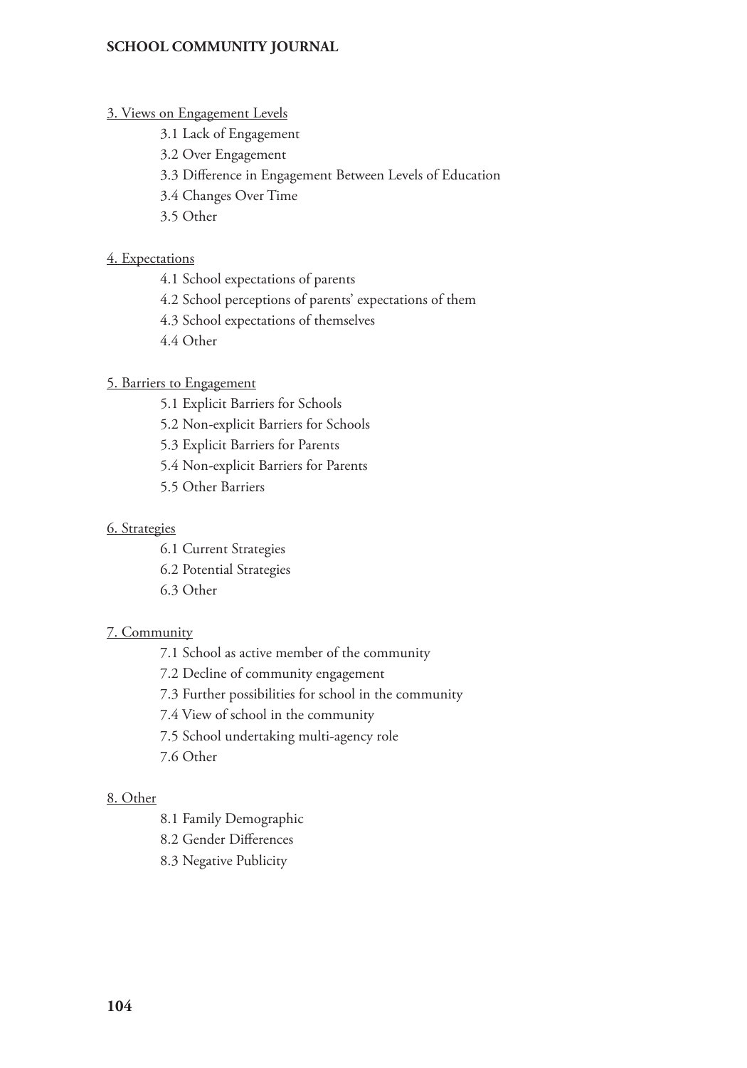3. Views on Engagement Levels

- 3.1 Lack of Engagement
- 3.2 Over Engagement
- 3.3 Difference in Engagement Between Levels of Education
- 3.4 Changes Over Time
- 3.5 Other

4. Expectations

- 4.1 School expectations of parents
- 4.2 School perceptions of parents' expectations of them
- 4.3 School expectations of themselves
- 4.4 Other

5. Barriers to Engagement

- 5.1 Explicit Barriers for Schools
- 5.2 Non-explicit Barriers for Schools
- 5.3 Explicit Barriers for Parents
- 5.4 Non-explicit Barriers for Parents
- 5.5 Other Barriers

6. Strategies

- 6.1 Current Strategies
- 6.2 Potential Strategies
- 6.3 Other

7. Community

- 7.1 School as active member of the community
- 7.2 Decline of community engagement
- 7.3 Further possibilities for school in the community
- 7.4 View of school in the community
- 7.5 School undertaking multi-agency role
- 7.6 Other

8. Other

- 8.1 Family Demographic
- 8.2 Gender Differences
- 8.3 Negative Publicity